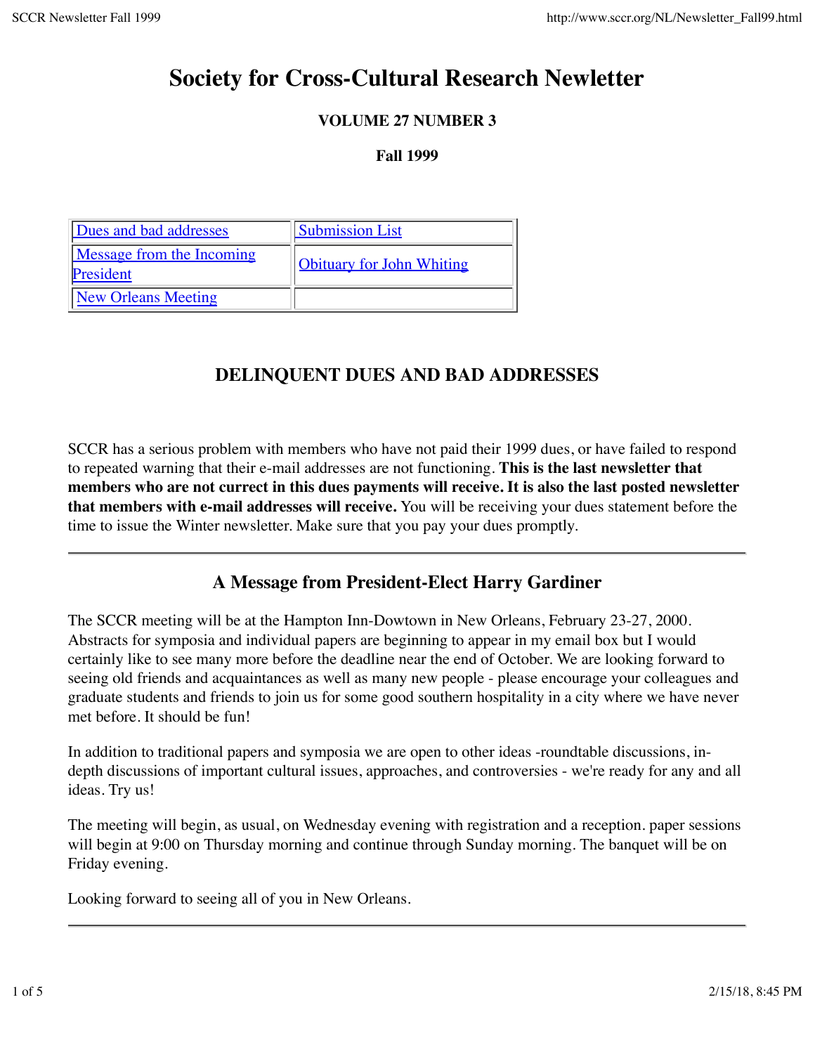# Society for Cross-Cultural Research Newletter

**VOLUME 27 NUMBER 3**

**Fall 1999**

| | |
|---|---|
| Dues and bad addresses | Submission List |
| Message from the Incoming President | Obituary for John Whiting |
| New Orleans Meeting | |

## DELINQUENT DUES AND BAD ADDRESSES

SCCR has a serious problem with members who have not paid their 1999 dues, or have failed to respond to repeated warning that their e-mail addresses are not functioning. **This is the last newsletter that members who are not currect in this dues payments will receive. It is also the last posted newsletter that members with e-mail addresses will receive.** You will be receiving your dues statement before the time to issue the Winter newsletter. Make sure that you pay your dues promptly.

---

## A Message from President-Elect Harry Gardiner

The SCCR meeting will be at the Hampton Inn-Dowtown in New Orleans, February 23-27, 2000. Abstracts for symposia and individual papers are beginning to appear in my email box but I would certainly like to see many more before the deadline near the end of October. We are looking forward to seeing old friends and acquaintances as well as many new people - please encourage your colleagues and graduate students and friends to join us for some good southern hospitality in a city where we have never met before. It should be fun!

In addition to traditional papers and symposia we are open to other ideas -roundtable discussions, in-depth discussions of important cultural issues, approaches, and controversies - we're ready for any and all ideas. Try us!

The meeting will begin, as usual, on Wednesday evening with registration and a reception. paper sessions will begin at 9:00 on Thursday morning and continue through Sunday morning. The banquet will be on Friday evening.

Looking forward to seeing all of you in New Orleans.

---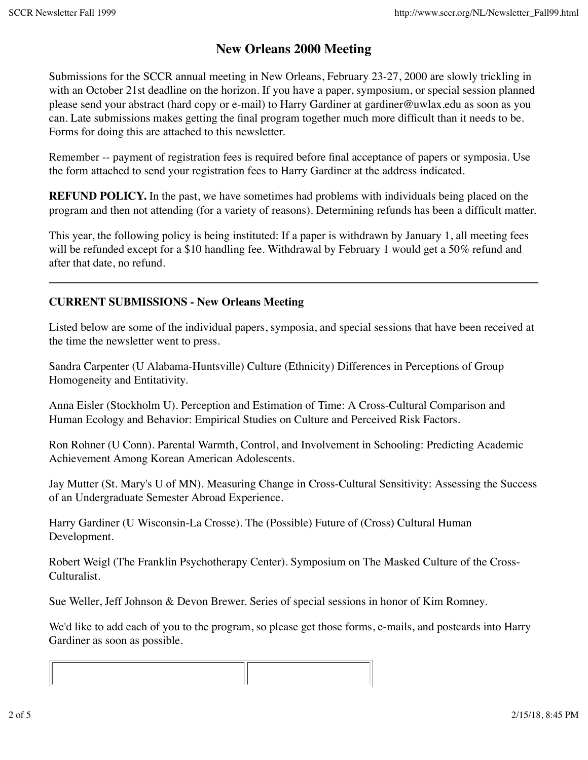# New Orleans 2000 Meeting

Submissions for the SCCR annual meeting in New Orleans, February 23-27, 2000 are slowly trickling in with an October 21st deadline on the horizon. If you have a paper, symposium, or special session planned please send your abstract (hard copy or e-mail) to Harry Gardiner at gardiner@uwlax.edu as soon as you can. Late submissions makes getting the final program together much more difficult than it needs to be. Forms for doing this are attached to this newsletter.

Remember -- payment of registration fees is required before final acceptance of papers or symposia. Use the form attached to send your registration fees to Harry Gardiner at the address indicated.

**REFUND POLICY.** In the past, we have sometimes had problems with individuals being placed on the program and then not attending (for a variety of reasons). Determining refunds has been a difficult matter.

This year, the following policy is being instituted: If a paper is withdrawn by January 1, all meeting fees will be refunded except for a $10 handling fee. Withdrawal by February 1 would get a 50% refund and after that date, no refund.

---

**CURRENT SUBMISSIONS - New Orleans Meeting**

Listed below are some of the individual papers, symposia, and special sessions that have been received at the time the newsletter went to press.

Sandra Carpenter (U Alabama-Huntsville) Culture (Ethnicity) Differences in Perceptions of Group Homogeneity and Entitativity.

Anna Eisler (Stockholm U). Perception and Estimation of Time: A Cross-Cultural Comparison and Human Ecology and Behavior: Empirical Studies on Culture and Perceived Risk Factors.

Ron Rohner (U Conn). Parental Warmth, Control, and Involvement in Schooling: Predicting Academic Achievement Among Korean American Adolescents.

Jay Mutter (St. Mary's U of MN). Measuring Change in Cross-Cultural Sensitivity: Assessing the Success of an Undergraduate Semester Abroad Experience.

Harry Gardiner (U Wisconsin-La Crosse). The (Possible) Future of (Cross) Cultural Human Development.

Robert Weigl (The Franklin Psychotherapy Center). Symposium on The Masked Culture of the Cross-Culturalist.

Sue Weller, Jeff Johnson & Devon Brewer. Series of special sessions in honor of Kim Romney.

We'd like to add each of you to the program, so please get those forms, e-mails, and postcards into Harry Gardiner as soon as possible.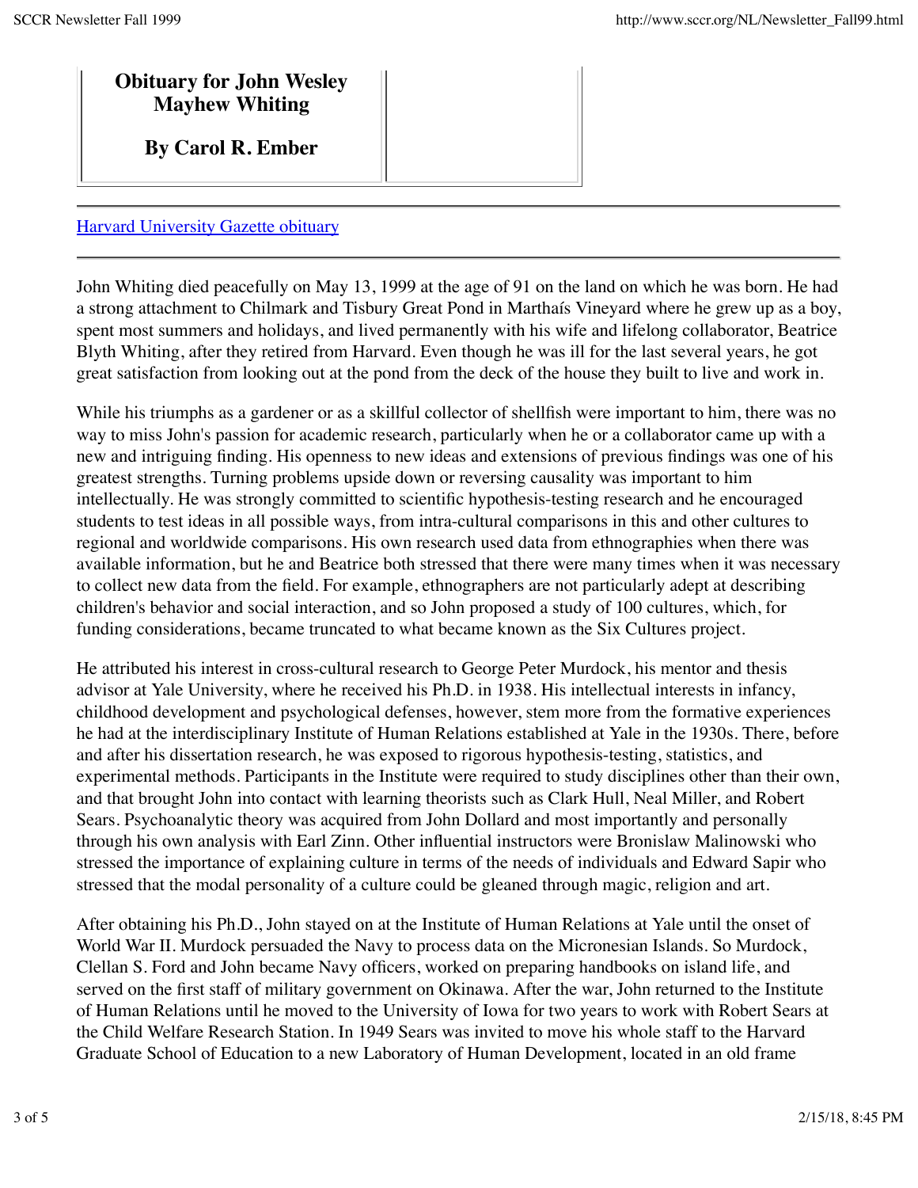**Obituary for John Wesley Mayhew Whiting**

**By Carol R. Ember**

---

[Harvard University Gazette obituary]

---

John Whiting died peacefully on May 13, 1999 at the age of 91 on the land on which he was born. He had a strong attachment to Chilmark and Tisbury Great Pond in Marthaís Vineyard where he grew up as a boy, spent most summers and holidays, and lived permanently with his wife and lifelong collaborator, Beatrice Blyth Whiting, after they retired from Harvard. Even though he was ill for the last several years, he got great satisfaction from looking out at the pond from the deck of the house they built to live and work in.

While his triumphs as a gardener or as a skillful collector of shellfish were important to him, there was no way to miss John's passion for academic research, particularly when he or a collaborator came up with a new and intriguing finding. His openness to new ideas and extensions of previous findings was one of his greatest strengths. Turning problems upside down or reversing causality was important to him intellectually. He was strongly committed to scientific hypothesis-testing research and he encouraged students to test ideas in all possible ways, from intra-cultural comparisons in this and other cultures to regional and worldwide comparisons. His own research used data from ethnographies when there was available information, but he and Beatrice both stressed that there were many times when it was necessary to collect new data from the field. For example, ethnographers are not particularly adept at describing children's behavior and social interaction, and so John proposed a study of 100 cultures, which, for funding considerations, became truncated to what became known as the Six Cultures project.

He attributed his interest in cross-cultural research to George Peter Murdock, his mentor and thesis advisor at Yale University, where he received his Ph.D. in 1938. His intellectual interests in infancy, childhood development and psychological defenses, however, stem more from the formative experiences he had at the interdisciplinary Institute of Human Relations established at Yale in the 1930s. There, before and after his dissertation research, he was exposed to rigorous hypothesis-testing, statistics, and experimental methods. Participants in the Institute were required to study disciplines other than their own, and that brought John into contact with learning theorists such as Clark Hull, Neal Miller, and Robert Sears. Psychoanalytic theory was acquired from John Dollard and most importantly and personally through his own analysis with Earl Zinn. Other influential instructors were Bronislaw Malinowski who stressed the importance of explaining culture in terms of the needs of individuals and Edward Sapir who stressed that the modal personality of a culture could be gleaned through magic, religion and art.

After obtaining his Ph.D., John stayed on at the Institute of Human Relations at Yale until the onset of World War II. Murdock persuaded the Navy to process data on the Micronesian Islands. So Murdock, Clellan S. Ford and John became Navy officers, worked on preparing handbooks on island life, and served on the first staff of military government on Okinawa. After the war, John returned to the Institute of Human Relations until he moved to the University of Iowa for two years to work with Robert Sears at the Child Welfare Research Station. In 1949 Sears was invited to move his whole staff to the Harvard Graduate School of Education to a new Laboratory of Human Development, located in an old frame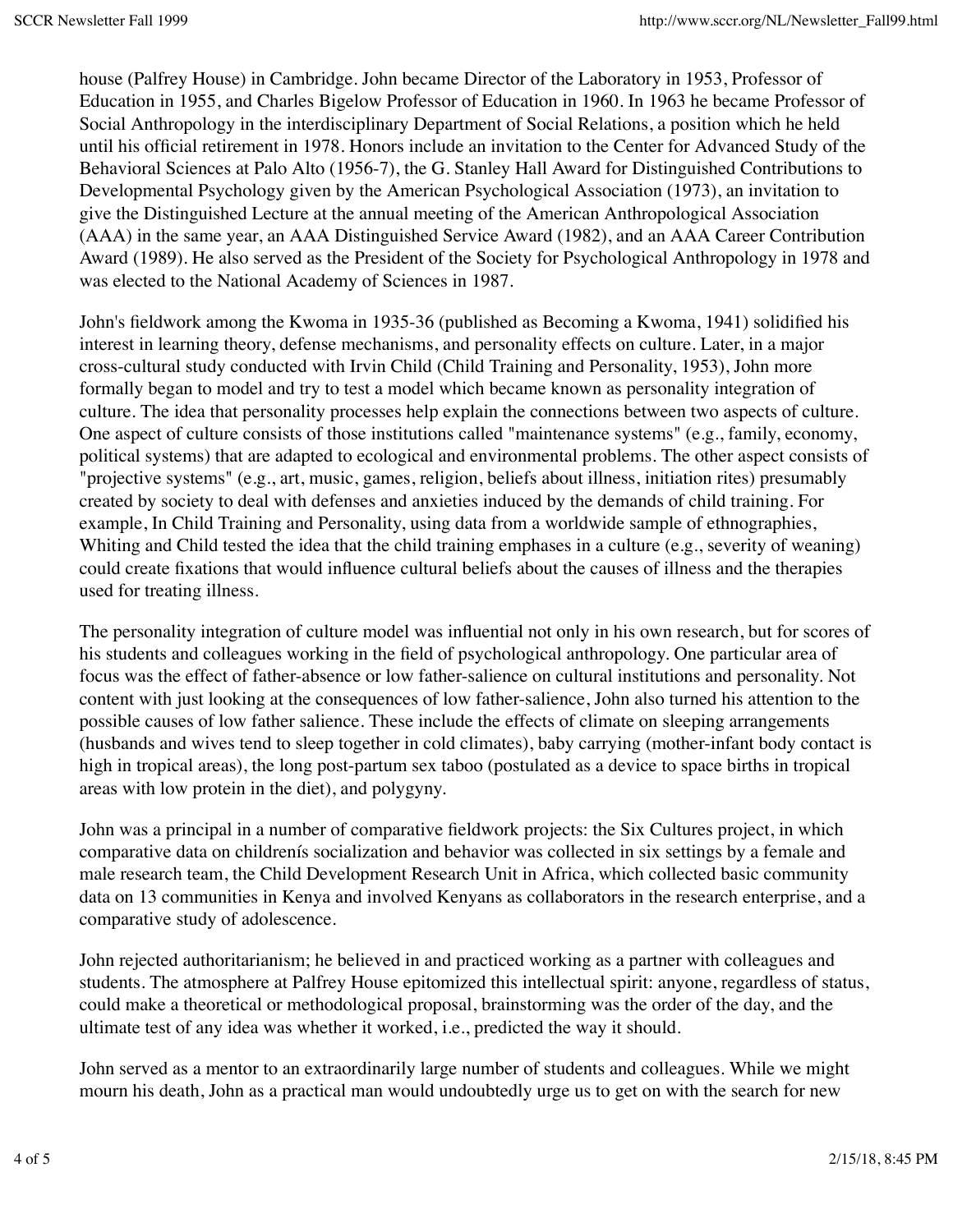house (Palfrey House) in Cambridge. John became Director of the Laboratory in 1953, Professor of Education in 1955, and Charles Bigelow Professor of Education in 1960. In 1963 he became Professor of Social Anthropology in the interdisciplinary Department of Social Relations, a position which he held until his official retirement in 1978. Honors include an invitation to the Center for Advanced Study of the Behavioral Sciences at Palo Alto (1956-7), the G. Stanley Hall Award for Distinguished Contributions to Developmental Psychology given by the American Psychological Association (1973), an invitation to give the Distinguished Lecture at the annual meeting of the American Anthropological Association (AAA) in the same year, an AAA Distinguished Service Award (1982), and an AAA Career Contribution Award (1989). He also served as the President of the Society for Psychological Anthropology in 1978 and was elected to the National Academy of Sciences in 1987.

John's fieldwork among the Kwoma in 1935-36 (published as Becoming a Kwoma, 1941) solidified his interest in learning theory, defense mechanisms, and personality effects on culture. Later, in a major cross-cultural study conducted with Irvin Child (Child Training and Personality, 1953), John more formally began to model and try to test a model which became known as personality integration of culture. The idea that personality processes help explain the connections between two aspects of culture. One aspect of culture consists of those institutions called "maintenance systems" (e.g., family, economy, political systems) that are adapted to ecological and environmental problems. The other aspect consists of "projective systems" (e.g., art, music, games, religion, beliefs about illness, initiation rites) presumably created by society to deal with defenses and anxieties induced by the demands of child training. For example, In Child Training and Personality, using data from a worldwide sample of ethnographies, Whiting and Child tested the idea that the child training emphases in a culture (e.g., severity of weaning) could create fixations that would influence cultural beliefs about the causes of illness and the therapies used for treating illness.

The personality integration of culture model was influential not only in his own research, but for scores of his students and colleagues working in the field of psychological anthropology. One particular area of focus was the effect of father-absence or low father-salience on cultural institutions and personality. Not content with just looking at the consequences of low father-salience, John also turned his attention to the possible causes of low father salience. These include the effects of climate on sleeping arrangements (husbands and wives tend to sleep together in cold climates), baby carrying (mother-infant body contact is high in tropical areas), the long post-partum sex taboo (postulated as a device to space births in tropical areas with low protein in the diet), and polygyny.

John was a principal in a number of comparative fieldwork projects: the Six Cultures project, in which comparative data on childrenís socialization and behavior was collected in six settings by a female and male research team, the Child Development Research Unit in Africa, which collected basic community data on 13 communities in Kenya and involved Kenyans as collaborators in the research enterprise, and a comparative study of adolescence.

John rejected authoritarianism; he believed in and practiced working as a partner with colleagues and students. The atmosphere at Palfrey House epitomized this intellectual spirit: anyone, regardless of status, could make a theoretical or methodological proposal, brainstorming was the order of the day, and the ultimate test of any idea was whether it worked, i.e., predicted the way it should.

John served as a mentor to an extraordinarily large number of students and colleagues. While we might mourn his death, John as a practical man would undoubtedly urge us to get on with the search for new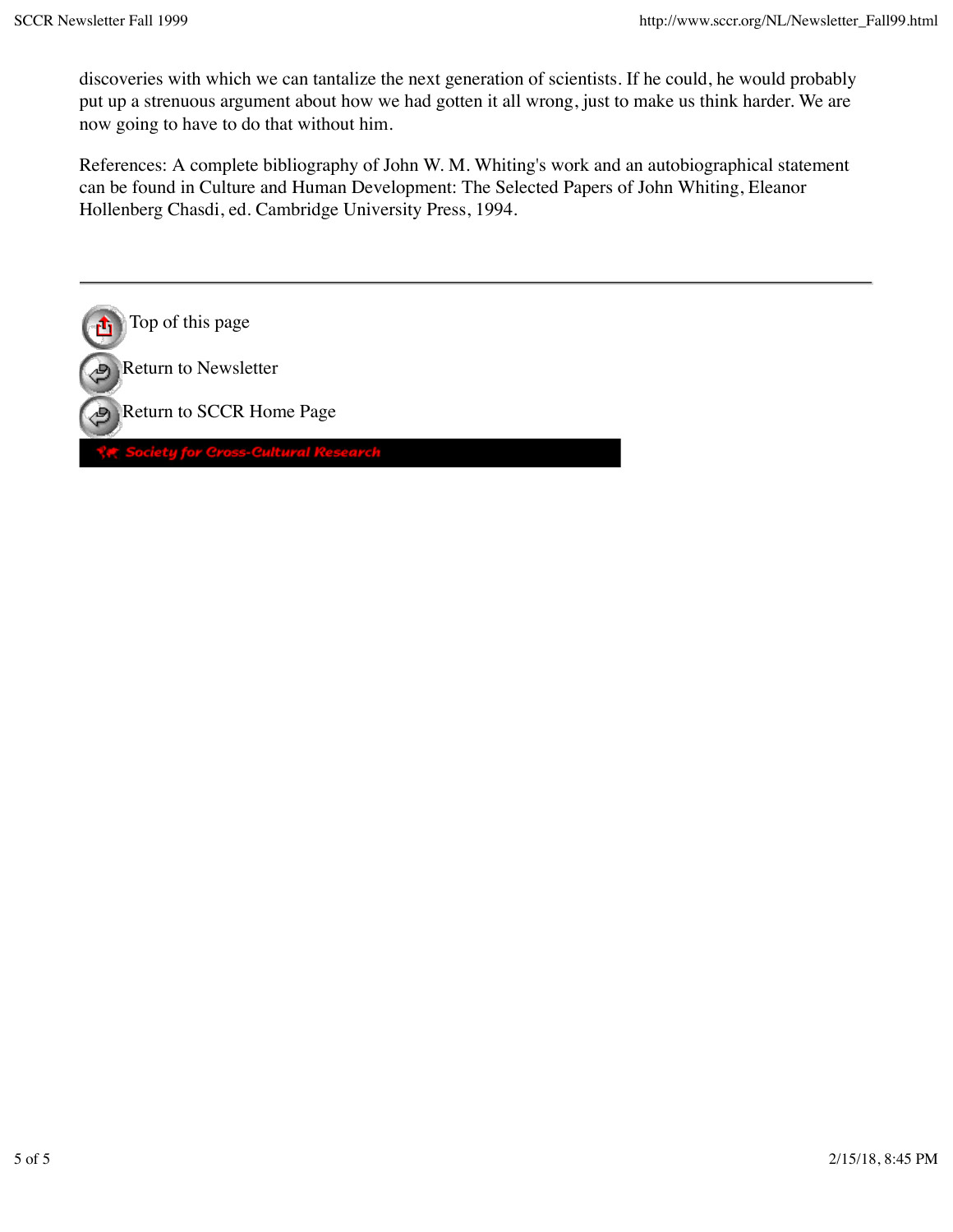discoveries with which we can tantalize the next generation of scientists. If he could, he would probably put up a strenuous argument about how we had gotten it all wrong, just to make us think harder. We are now going to have to do that without him.

References: A complete bibliography of John W. M. Whiting's work and an autobiographical statement can be found in Culture and Human Development: The Selected Papers of John Whiting, Eleanor Hollenberg Chasdi, ed. Cambridge University Press, 1994.

---

Top of this page

Return to Newsletter

Return to SCCR Home Page

Society for Cross-Cultural Research